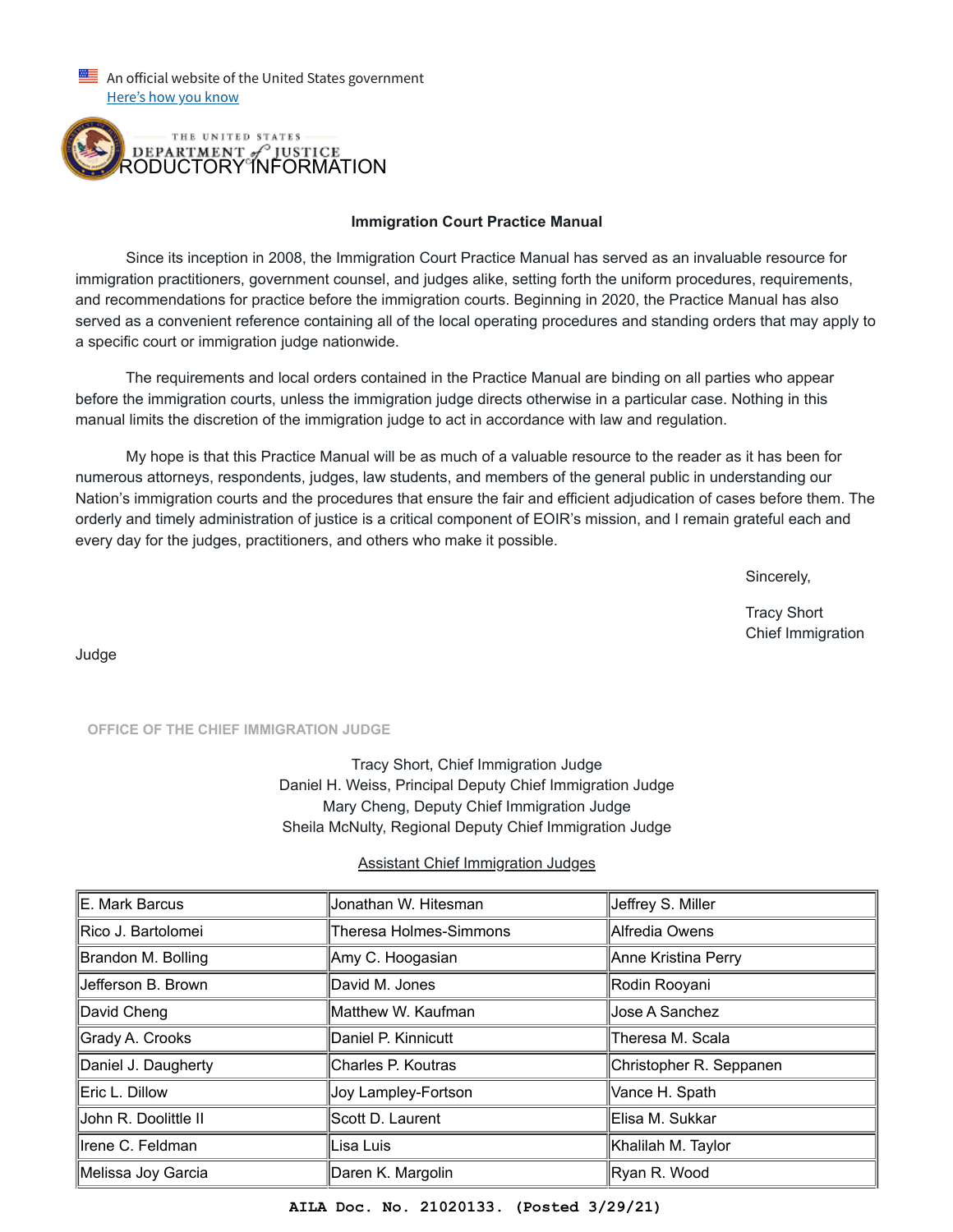An official website of the United States government
Here's how you know

THE UNITED STATES DEPARTMENT of JUSTICE
RODUCTORY INFORMATION

**Immigration Court Practice Manual**

Since its inception in 2008, the Immigration Court Practice Manual has served as an invaluable resource for immigration practitioners, government counsel, and judges alike, setting forth the uniform procedures, requirements, and recommendations for practice before the immigration courts. Beginning in 2020, the Practice Manual has also served as a convenient reference containing all of the local operating procedures and standing orders that may apply to a specific court or immigration judge nationwide.

The requirements and local orders contained in the Practice Manual are binding on all parties who appear before the immigration courts, unless the immigration judge directs otherwise in a particular case. Nothing in this manual limits the discretion of the immigration judge to act in accordance with law and regulation.

My hope is that this Practice Manual will be as much of a valuable resource to the reader as it has been for numerous attorneys, respondents, judges, law students, and members of the general public in understanding our Nation's immigration courts and the procedures that ensure the fair and efficient adjudication of cases before them. The orderly and timely administration of justice is a critical component of EOIR's mission, and I remain grateful each and every day for the judges, practitioners, and others who make it possible.

Sincerely,

Tracy Short
Chief Immigration Judge

OFFICE OF THE CHIEF IMMIGRATION JUDGE

Tracy Short, Chief Immigration Judge
Daniel H. Weiss, Principal Deputy Chief Immigration Judge
Mary Cheng, Deputy Chief Immigration Judge
Sheila McNulty, Regional Deputy Chief Immigration Judge

Assistant Chief Immigration Judges

| | | |
|---|---|---|
| E. Mark Barcus | Jonathan W. Hitesman | Jeffrey S. Miller |
| Rico J. Bartolomei | Theresa Holmes-Simmons | Alfredia Owens |
| Brandon M. Bolling | Amy C. Hoogasian | Anne Kristina Perry |
| Jefferson B. Brown | David M. Jones | Rodin Rooyani |
| David Cheng | Matthew W. Kaufman | Jose A Sanchez |
| Grady A. Crooks | Daniel P. Kinnicutt | Theresa M. Scala |
| Daniel J. Daugherty | Charles P. Koutras | Christopher R. Seppanen |
| Eric L. Dillow | Joy Lampley-Fortson | Vance H. Spath |
| John R. Doolittle II | Scott D. Laurent | Elisa M. Sukkar |
| Irene C. Feldman | Lisa Luis | Khalilah M. Taylor |
| Melissa Joy Garcia | Daren K. Margolin | Ryan R. Wood |

AILA Doc. No. 21020133. (Posted 3/29/21)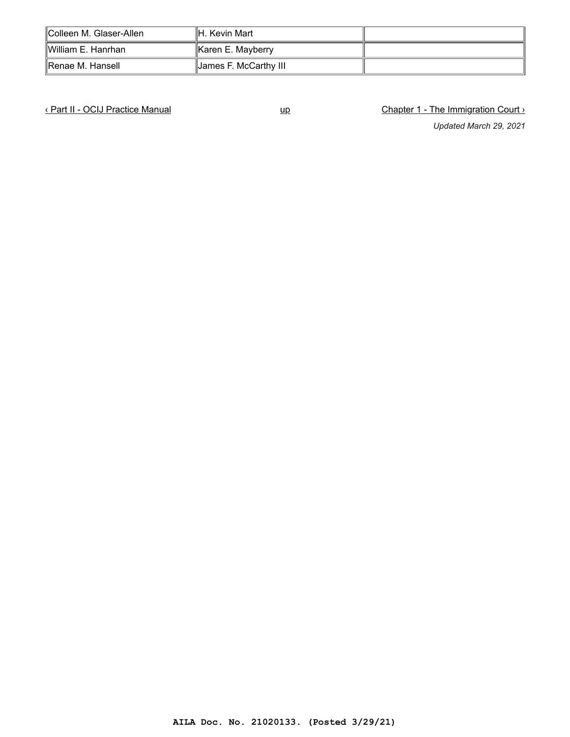| | | |
|---|---|---|
| Colleen M. Glaser-Allen | H. Kevin Mart | |
| William E. Hanrhan | Karen E. Mayberry | |
| Renae M. Hansell | James F. McCarthy III | |

‹ Part II - OCIJ Practice Manual | up | Chapter 1 - The Immigration Court ›

*Updated March 29, 2021*

**AILA Doc. No. 21020133. (Posted 3/29/21)**